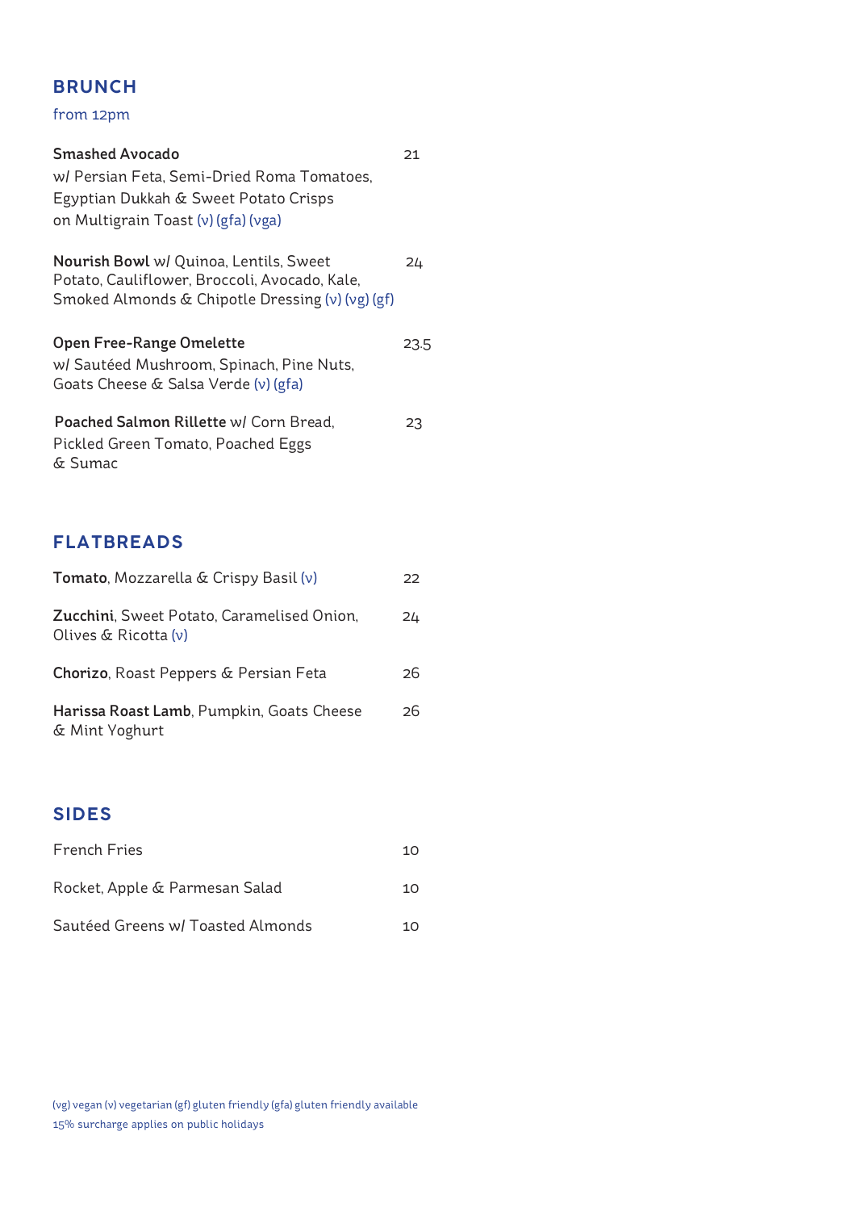## BRUNCH

from 12pm

**Smashed Avocado** — 21
w/ Persian Feta, Semi-Dried Roma Tomatoes, Egyptian Dukkah & Sweet Potato Crisps on Multigrain Toast (v) (gfa) (vga)

**Nourish Bowl** w/ Quinoa, Lentils, Sweet Potato, Cauliflower, Broccoli, Avocado, Kale, Smoked Almonds & Chipotle Dressing (v) (vg) (gf) — 24

**Open Free-Range Omelette** — 23.5
w/ Sautéed Mushroom, Spinach, Pine Nuts, Goats Cheese & Salsa Verde (v) (gfa)

**Poached Salmon Rillette** w/ Corn Bread, Pickled Green Tomato, Poached Eggs & Sumac — 23

## FLATBREADS

**Tomato**, Mozzarella & Crispy Basil (v) — 22

**Zucchini**, Sweet Potato, Caramelised Onion, Olives & Ricotta (v) — 24

**Chorizo**, Roast Peppers & Persian Feta — 26

**Harissa Roast Lamb**, Pumpkin, Goats Cheese & Mint Yoghurt — 26

## SIDES

French Fries — 10

Rocket, Apple & Parmesan Salad — 10

Sautéed Greens w/ Toasted Almonds — 10

(vg) vegan (v) vegetarian (gf) gluten friendly (gfa) gluten friendly available
15% surcharge applies on public holidays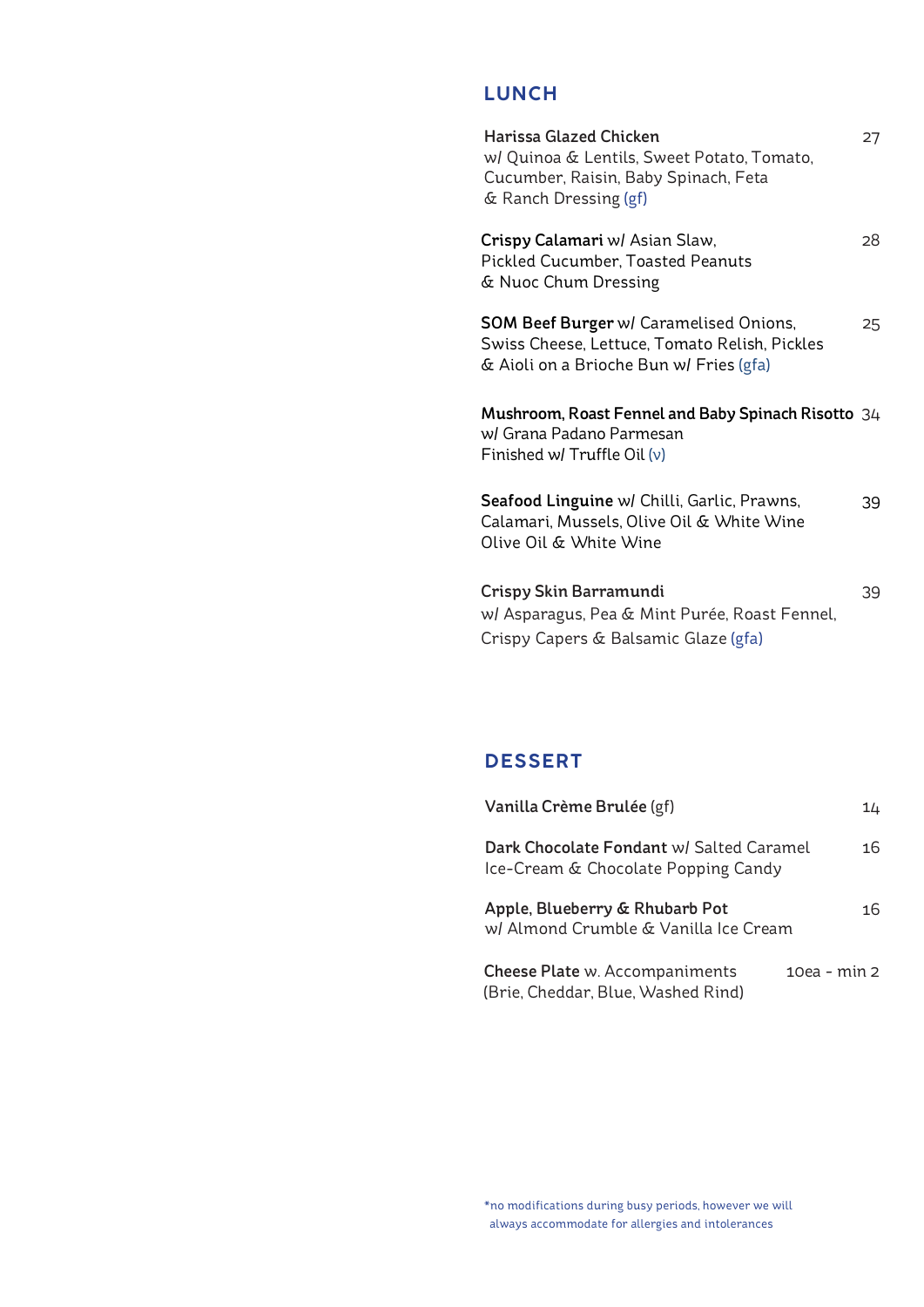## LUNCH

**Harissa Glazed Chicken** — 27
w/ Quinoa & Lentils, Sweet Potato, Tomato, Cucumber, Raisin, Baby Spinach, Feta & Ranch Dressing (gf)

**Crispy Calamari** w/ Asian Slaw, Pickled Cucumber, Toasted Peanuts & Nuoc Chum Dressing — 28

**SOM Beef Burger** w/ Caramelised Onions, Swiss Cheese, Lettuce, Tomato Relish, Pickles & Aioli on a Brioche Bun w/ Fries (gfa) — 25

**Mushroom, Roast Fennel and Baby Spinach Risotto** — 34
w/ Grana Padano Parmesan
Finished w/ Truffle Oil (v)

**Seafood Linguine** w/ Chilli, Garlic, Prawns, Calamari, Mussels, Olive Oil & White Wine Olive Oil & White Wine — 39

**Crispy Skin Barramundi** — 39
w/ Asparagus, Pea & Mint Purée, Roast Fennel, Crispy Capers & Balsamic Glaze (gfa)

## DESSERT

**Vanilla Crème Brulée** (gf) — 14

**Dark Chocolate Fondant** w/ Salted Caramel Ice-Cream & Chocolate Popping Candy — 16

**Apple, Blueberry & Rhubarb Pot** — 16
w/ Almond Crumble & Vanilla Ice Cream

**Cheese Plate** w. Accompaniments — 10ea - min 2
(Brie, Cheddar, Blue, Washed Rind)

*no modifications during busy periods, however we will always accommodate for allergies and intolerances